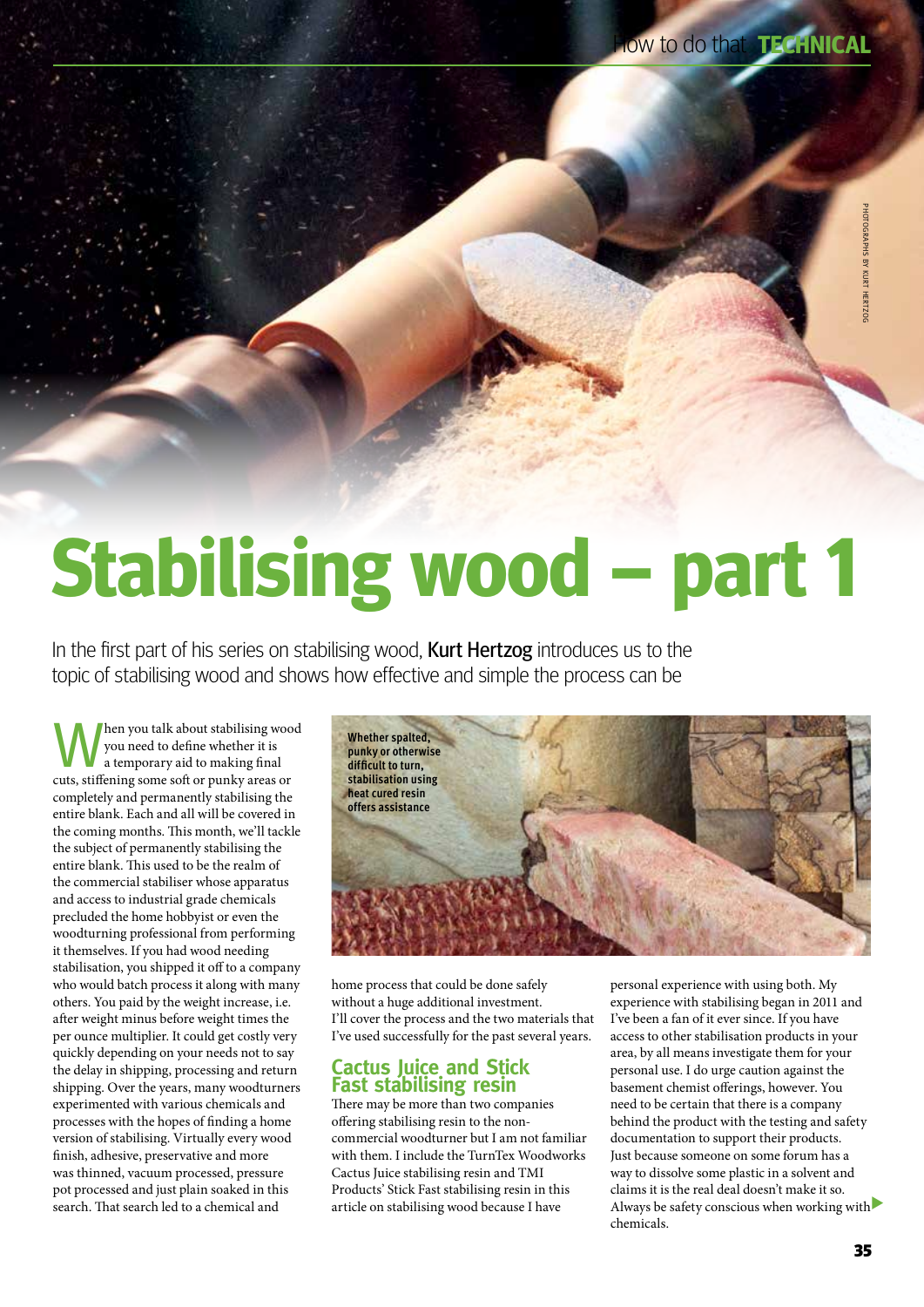# Stabilising wood – part 1

In the first part of his series on stabilising wood, **Kurt Hertzog** introduces us to the topic of stabilising wood and shows how effective and simple the process can be

When you talk about stabilising wood you need to define whether it is a temporary aid to making final cuts, stiffening some soft or punky areas or completely and permanently stabilising the entire blank. Each and all will be covered in the coming months. This month, we'll tackle the subject of permanently stabilising the entire blank. This used to be the realm of the commercial stabiliser whose apparatus and access to industrial grade chemicals precluded the home hobbyist or even the woodturning professional from performing it themselves. If you had wood needing stabilisation, you shipped it off to a company who would batch process it along with many others. You paid by the weight increase, i.e. after weight minus before weight times the per ounce multiplier. It could get costly very quickly depending on your needs not to say the delay in shipping, processing and return shipping. Over the years, many woodturners experimented with various chemicals and processes with the hopes of finding a home version of stabilising. Virtually every wood finish, adhesive, preservative and more was thinned, vacuum processed, pressure pot processed and just plain soaked in this search. That search led to a chemical and home process that could be done safely without a huge additional investment. I'll cover the process and the two materials that I've used successfully for the past several years.

Whether spalted, punky or otherwise difficult to turn, stabilisation using heat cured resin offers assistance

## Cactus Juice and Stick Fast stabilising resin

There may be more than two companies offering stabilising resin to the non-commercial woodturner but I am not familiar with them. I include the TurnTex Woodworks Cactus Juice stabilising resin and TMI Products' Stick Fast stabilising resin in this article on stabilising wood because I have personal experience with using both. My experience with stabilising began in 2011 and I've been a fan of it ever since. If you have access to other stabilisation products in your area, by all means investigate them for your personal use. I do urge caution against the basement chemist offerings, however. You need to be certain that there is a company behind the product with the testing and safety documentation to support their products. Just because someone on some forum has a way to dissolve some plastic in a solvent and claims it is the real deal doesn't make it so. Always be safety conscious when working with chemicals.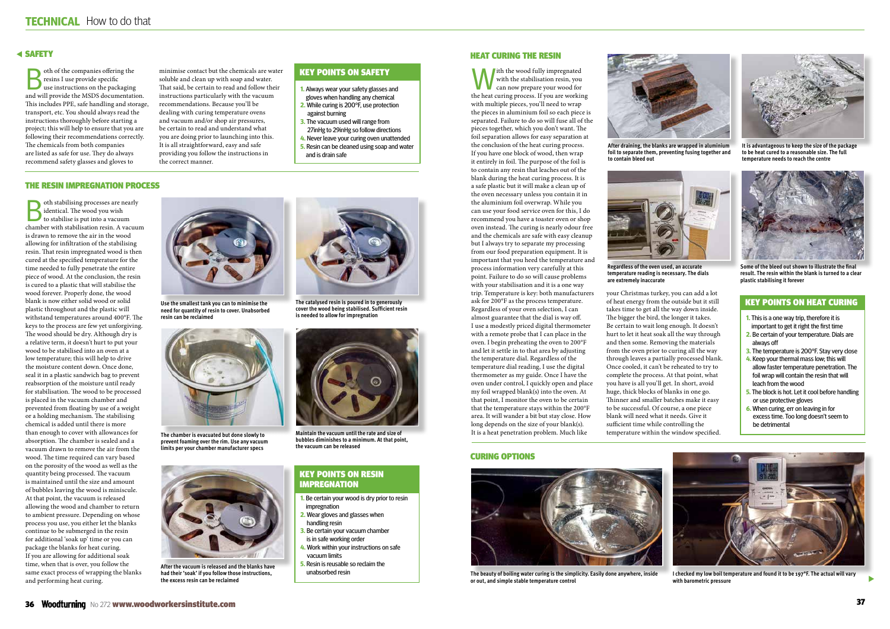## SAFETY

Both of the companies offering the resins I use provide specific use instructions on the packaging and will provide the MSDS documentation. This includes PPE, safe handling and storage, transport, etc. You should always read the instructions thoroughly before starting a project; this will help to ensure that you are following their recommendations correctly. The chemicals from both companies are listed as safe for use. They do always recommend safety glasses and gloves to minimise contact but the chemicals are water soluble and clean up with soap and water. That said, be certain to read and follow their instructions particularly with the vacuum recommendations. Because you'll be dealing with curing temperature ovens and vacuum and/or shop air pressures, be certain to read and understand what you are doing prior to launching into this. It is all straightforward, easy and safe providing you follow the instructions in the correct manner.

### KEY POINTS ON SAFETY

1. Always wear your safety glasses and gloves when handling any chemical
2. While curing is 200°F, use protection against burning
3. The vacuum used will range from 27inHg to 29inHg so follow directions
4. Never leave your curing oven unattended
5. Resin can be cleaned using soap and water and is drain safe

## THE RESIN IMPREGNATION PROCESS

Both stabilising processes are nearly identical. The wood you wish to stabilise is put into a vacuum chamber with stabilisation resin. A vacuum is drawn to remove the air in the wood allowing for infiltration of the stabilising resin. That resin impregnated wood is then cured at the specified temperature for the time needed to fully penetrate the entire piece of wood. At the conclusion, the resin is cured to a plastic that will stabilise the wood forever. Properly done, the wood blank is now either solid wood or solid plastic throughout and the plastic will withstand temperatures around 400°F. The keys to the process are few yet unforgiving. The wood should be dry. Although dry is a relative term, it doesn't hurt to put your wood to be stabilised into an oven at a low temperature; this will help to drive the moisture content down. Once done, seal it in a plastic sandwich bag to prevent reabsorption of the moisture until ready for stabilisation. The wood to be processed is placed in the vacuum chamber and prevented from floating by use of a weight or a holding mechanism. The stabilising chemical is added until there is more than enough to cover with allowances for absorption. The chamber is sealed and a vacuum drawn to remove the air from the wood. The time required can vary based on the porosity of the wood as well as the quantity being processed. The vacuum is maintained until the size and amount of bubbles leaving the wood is miniscule. At that point, the vacuum is released allowing the wood and chamber to return to ambient pressure. Depending on whose process you use, you either let the blanks continue to be submerged in the resin for additional 'soak up' time or you can package the blanks for heat curing. If you are allowing for additional soak time, when that is over, you follow the same exact process of wrapping the blanks and performing heat curing.

Use the smallest tank you can to minimise the need for quantity of resin to cover. Unabsorbed resin can be reclaimed

The catalysed resin is poured in to generously cover the wood being stabilised. Sufficient resin is needed to allow for impregnation

The chamber is evacuated but done slowly to prevent foaming over the rim. Use any vacuum limits per your chamber manufacturer specs

Maintain the vacuum until the rate and size of bubbles diminishes to a minimum. At that point, the vacuum can be released

After the vacuum is released and the blanks have had their 'soak' if you follow those instructions, the excess resin can be reclaimed

### KEY POINTS ON RESIN IMPREGNATION

1. Be certain your wood is dry prior to resin impregnation
2. Wear gloves and glasses when handling resin
3. Be certain your vacuum chamber is in safe working order
4. Work within your instructions on safe vacuum limits
5. Resin is reusable so reclaim the unabsorbed resin

## HEAT CURING THE RESIN

With the wood fully impregnated with the stabilisation resin, you can now prepare your wood for the heat curing process. If you are working with multiple pieces, you'll need to wrap the pieces in aluminium foil so each piece is separated. Failure to do so will fuse all of the pieces together, which you don't want. The foil separation allows for easy separation at the conclusion of the heat curing process. If you have one block of wood, then wrap it entirely in foil. The purpose of the foil is to contain any resin that leaches out of the blank during the heat curing process. It is a safe plastic but it will make a clean up of the oven necessary unless you contain it in the aluminium foil overwrap. While you can use your food service oven for this, I do recommend you have a toaster oven or shop oven instead. The curing is nearly odour free and the chemicals are safe with easy cleanup but I always try to separate my processing from our food preparation equipment. It is important that you heed the temperature and process information very carefully at this point. Failure to do so will cause problems with your stabilisation and it is a one way trip. Temperature is key: both manufacturers ask for 200°F as the process temperature. Regardless of your oven selection, I can almost guarantee that the dial is way off. I use a modestly priced digital thermometer with a remote probe that I can place in the oven. I begin preheating the oven to 200°F and let it settle in to that area by adjusting the temperature dial. Regardless of the temperature dial reading, I use the digital thermometer as my guide. Once I have the oven under control, I quickly open and place my foil wrapped blank(s) into the oven. At that point, I monitor the oven to be certain that the temperature stays within the 200°F area. It will wander a bit but stay close. How long depends on the size of your blank(s). It is a heat penetration problem. Much like your Christmas turkey, you can add a lot of heat energy from the outside but it still takes time to get all the way down inside. The bigger the bird, the longer it takes. Be certain to wait long enough. It doesn't hurt to let it heat soak all the way through and then some. Removing the materials from the oven prior to curing all the way through leaves a partially processed blank. Once cooled, it can't be reheated to try to complete the process. At that point, what you have is all you'll get. In short, avoid huge, thick blocks of blanks in one go. Thinner and smaller batches make it easy to be successful. Of course, a one piece blank will need what it needs. Give it sufficient time while controlling the temperature within the window specified.

After draining, the blanks are wrapped in aluminium foil to separate them, preventing fusing together and to contain bleed out

It is advantageous to keep the size of the package to be heat cured to a reasonable size. The full temperature needs to reach the centre

Regardless of the oven used, an accurate temperature reading is necessary. The dials are extremely inaccurate

Some of the bleed out shown to illustrate the final result. The resin within the blank is turned to a clear plastic stabilising it forever

### KEY POINTS ON HEAT CURING

1. This is a one way trip, therefore it is important to get it right the first time
2. Be certain of your temperature. Dials are always off
3. The temperature is 200°F. Stay very close
4. Keep your thermal mass low; this will allow faster temperature penetration. The foil wrap will contain the resin that will leach from the wood
5. The block is hot. Let it cool before handling or use protective gloves
6. When curing, err on leaving in for excess time. Too long doesn't seem to be detrimental

## CURING OPTIONS

The beauty of boiling water curing is the simplicity. Easily done anywhere, inside or out, and simple stable temperature control

I checked my low boil temperature and found it to be 197°F. The actual will vary with barometric pressure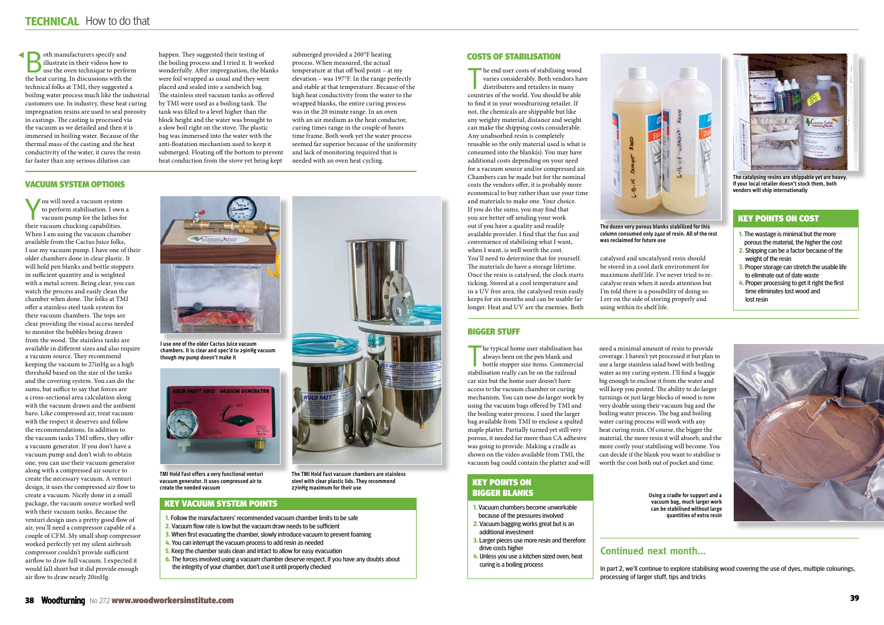Both manufacturers specify and illustrate in their videos how to use the oven technique to perform the heat curing. In discussions with the technical folks at TMI, they suggested a boiling water process much like the industrial customers use. In industry, these heat curing impregnation resins are used to seal porosity in castings. The casting is processed via the vacuum as we detailed and then it is immersed in boiling water. Because of the thermal mass of the casting and the heat conductivity of the water, it cures the resin far faster than any serious dilution can happen. They suggested their testing of the boiling process and I tried it. It worked wonderfully. After impregnation, the blanks were foil wrapped as usual and they were placed and sealed into a sandwich bag. The stainless steel vacuum tanks as offered by TMI were used as a boiling tank. The tank was filled to a level higher than the block height and the water was brought to a slow boil right on the stove. The plastic bag was immersed into the water with the anti-floatation mechanism used to keep it submerged. Floating off the bottom to prevent heat conduction from the stove yet being kept submerged provided a 200°F heating process. When measured, the actual temperature at that off boil point – at my elevation – was 197°F. In the range perfectly and stable at that temperature. Because of the high heat conductivity from the water to the wrapped blanks, the entire curing process was in the 20 minute range. In an oven with an air medium as the heat conductor, curing times range in the couple of hours time frame. Both work yet the water process seemed far superior because of the uniformity and lack of monitoring required that is needed with an oven heat cycling.

## VACUUM SYSTEM OPTIONS

You will need a vacuum system to perform stabilisation. I own a vacuum pump for the lathes for their vacuum chucking capabilities. When I am using the vacuum chamber available from the Cactus Juice folks, I use my vacuum pump. I have one of their older chambers done in clear plastic. It will hold pen blanks and bottle stoppers in sufficient quantity and is weighted with a metal screen. Being clear, you can watch the process and easily clean the chamber when done. The folks at TMI offer a stainless steel tank system for their vacuum chambers. The tops are clear providing the visual access needed to monitor the bubbles being drawn from the wood. The stainless tanks are available in different sizes and also require a vacuum source. They recommend keeping the vacuum to 27inHg as a high threshold based on the size of the tanks and the covering system. You can do the sums, but suffice to say that forces are a cross-sectional area calculation along with the vacuum drawn and the ambient baro. Like compressed air, treat vacuum with the respect it deserves and follow the recommendations. In addition to the vacuum tanks TMI offers, they offer a vacuum generator. If you don't have a vacuum pump and don't wish to obtain one, you can use their vacuum generator along with a compressed air source to create the necessary vacuum. A venturi design, it uses the compressed air flow to create a vacuum. Nicely done in a small package, the vacuum source worked well with their vacuum tanks. Because the venturi design uses a pretty good flow of air, you'll need a compressor capable of a couple of CFM. My small shop compressor worked perfectly yet my silent airbrush compressor couldn't provide sufficient airflow to draw full vacuum. I expected it would fall short but it did provide enough air flow to draw nearly 20inHg.

I use one of the older Cactus Juice vacuum chambers. It is clear and spec'd to 29inHg vacuum though my pump doesn't make it

TMI Hold Fast offers a very functional venturi vacuum generator. It uses compressed air to create the needed vacuum

The TMI Hold Fast vacuum chambers are stainless steel with clear plastic lids. They recommend 27inHg maximum for their use

### KEY VACUUM SYSTEM POINTS

1. Follow the manufacturers' recommended vacuum chamber limits to be safe
2. Vacuum flow rate is low but the vacuum draw needs to be sufficient
3. When first evacuating the chamber, slowly introduce vacuum to prevent foaming
4. You can interrupt the vacuum process to add resin as needed
5. Keep the chamber seals clean and intact to allow for easy evacuation
6. The forces involved using a vacuum chamber deserve respect. If you have any doubts about the integrity of your chamber, don't use it until properly checked

## COSTS OF STABILISATION

The end user costs of stabilising wood varies considerably. Both vendors have distributers and retailers in many countries of the world. You should be able to find it in your woodturning retailer. If not, the chemicals are shippable but like any weighty material, distance and weight can make the shipping costs considerable. Any unabsorbed resin is completely reusable so the only material used is what is consumed into the blank(s). You may have additional costs depending on your need for a vacuum source and/or compressed air. Chambers can be made but for the nominal costs the vendors offer, it is probably more economical to buy rather than use your time and materials to make one. Your choice. If you do the sums, you may find that you are better off sending your work out if you have a quality and readily available provider. I find that the fun and convenience of stabilising what I want, when I want, is well worth the cost. You'll need to determine that for yourself. The materials do have a storage lifetime. Once the resin is catalysed, the clock starts ticking. Stored at a cool temperature and in a UV free area, the catalysed resin easily keeps for six months and can be usable far longer. Heat and UV are the enemies. Both catalysed and uncatalysed resin should be stored in a cool dark environment for maximum shelf life. I've never tried to re-catalyse resin when it needs attention but I'm told there is a possibility of doing so. I err on the side of storing properly and using within its shelf life.

The dozen very porous blanks stabilized for this column consumed only 24oz of resin. All of the rest was reclaimed for future use

The catalysing resins are shippable yet are heavy. If your local retailer doesn't stock them, both vendors will ship internationally

### KEY POINTS ON COST

1. The wastage is minimal but the more porous the material, the higher the cost
2. Shipping can be a factor because of the weight of the resin
3. Proper storage can stretch the usable life to eliminate out of date waste
4. Proper processing to get it right the first time eliminates lost wood and lost resin

## BIGGER STUFF

The typical home user stabilisation has always been on the pen blank and bottle stopper size items. Commercial stabilisation really can be on the railroad car size but the home user doesn't have access to the vacuum chamber or curing mechanism. You can now do larger work by using the vacuum bags offered by TMI and the boiling water process. I used the larger bag available from TMI to enclose a spalted maple platter. Partially turned yet still very porous, it needed far more than CA adhesive was going to provide. Making a cradle as shown on the video available from TMI, the vacuum bag could contain the platter and will need a minimal amount of resin to provide coverage. I haven't yet processed it but plan to use a large stainless salad bowl with boiling water as my curing system. I'll find a baggie big enough to enclose it from the water and will keep you posted. The ability to do larger turnings or just large blocks of wood is now very doable using their vacuum bag and the boiling water process. The bag and boiling water curing process will work with any heat curing resin. Of course, the bigger the material, the more resin it will absorb, and the more costly your stabilising will become. You can decide if the blank you want to stabilise is worth the cost both out of pocket and time.

### KEY POINTS ON BIGGER BLANKS

1. Vacuum chambers become unworkable because of the pressures involved
2. Vacuum bagging works great but is an additional investment
3. Larger pieces use more resin and therefore drive costs higher
4. Unless you use a kitchen sized oven, heat curing is a boiling process

Using a cradle for support and a vacuum bag, much larger work can be stabilised without large quantities of extra resin

## Continued next month...

In part 2, we'll continue to explore stabilising wood covering the use of dyes, multiple colourings, processing of larger stuff, tips and tricks